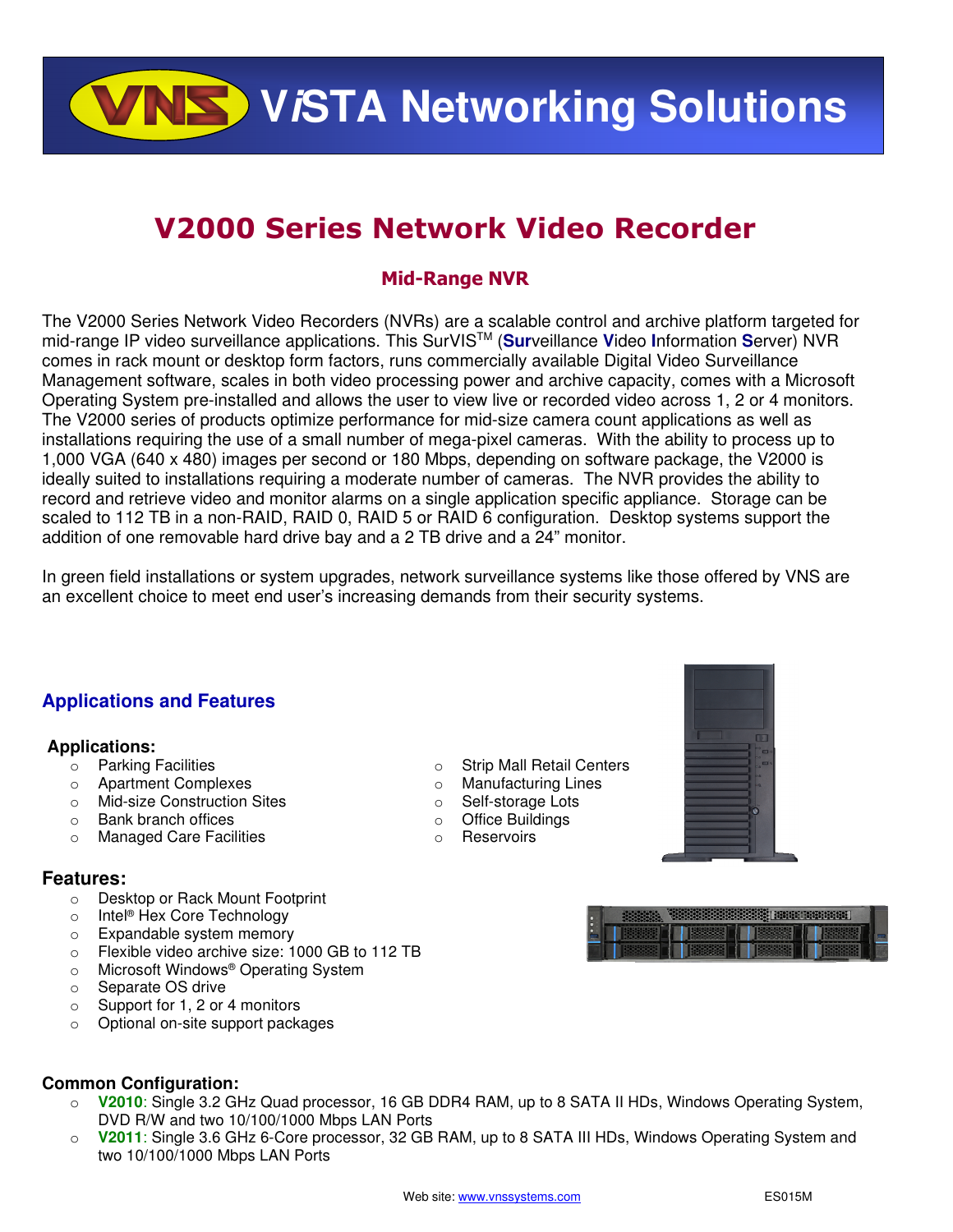# ViSTA Networking Solutions

# V2000 Series Network Video Recorder

## Mid-Range NVR

The V2000 Series Network Video Recorders (NVRs) are a scalable control and archive platform targeted for mid-range IP video surveillance applications. This SurVIS™ (**Sur**veillance **V**ideo **I**nformation **S**erver) NVR comes in rack mount or desktop form factors, runs commercially available Digital Video Surveillance Management software, scales in both video processing power and archive capacity, comes with a Microsoft Operating System pre-installed and allows the user to view live or recorded video across 1, 2 or 4 monitors. The V2000 series of products optimize performance for mid-size camera count applications as well as installations requiring the use of a small number of mega-pixel cameras. With the ability to process up to 1,000 VGA (640 x 480) images per second or 180 Mbps, depending on software package, the V2000 is ideally suited to installations requiring a moderate number of cameras. The NVR provides the ability to record and retrieve video and monitor alarms on a single application specific appliance. Storage can be scaled to 112 TB in a non-RAID, RAID 0, RAID 5 or RAID 6 configuration. Desktop systems support the addition of one removable hard drive bay and a 2 TB drive and a 24" monitor.

In green field installations or system upgrades, network surveillance systems like those offered by VNS are an excellent choice to meet end user's increasing demands from their security systems.

## Applications and Features

### Applications:

- Parking Facilities
- Apartment Complexes
- Mid-size Construction Sites
- Bank branch offices
- Managed Care Facilities
- Strip Mall Retail Centers
- Manufacturing Lines
- Self-storage Lots
- Office Buildings
- Reservoirs

### Features:

- Desktop or Rack Mount Footprint
- Intel® Hex Core Technology
- Expandable system memory
- Flexible video archive size: 1000 GB to 112 TB
- Microsoft Windows® Operating System
- Separate OS drive
- Support for 1, 2 or 4 monitors
- Optional on-site support packages

### Common Configuration:

- **V2010**: Single 3.2 GHz Quad processor, 16 GB DDR4 RAM, up to 8 SATA II HDs, Windows Operating System, DVD R/W and two 10/100/1000 Mbps LAN Ports
- **V2011**: Single 3.6 GHz 6-Core processor, 32 GB RAM, up to 8 SATA III HDs, Windows Operating System and two 10/100/1000 Mbps LAN Ports

Web site: www.vnssystems.com ES015M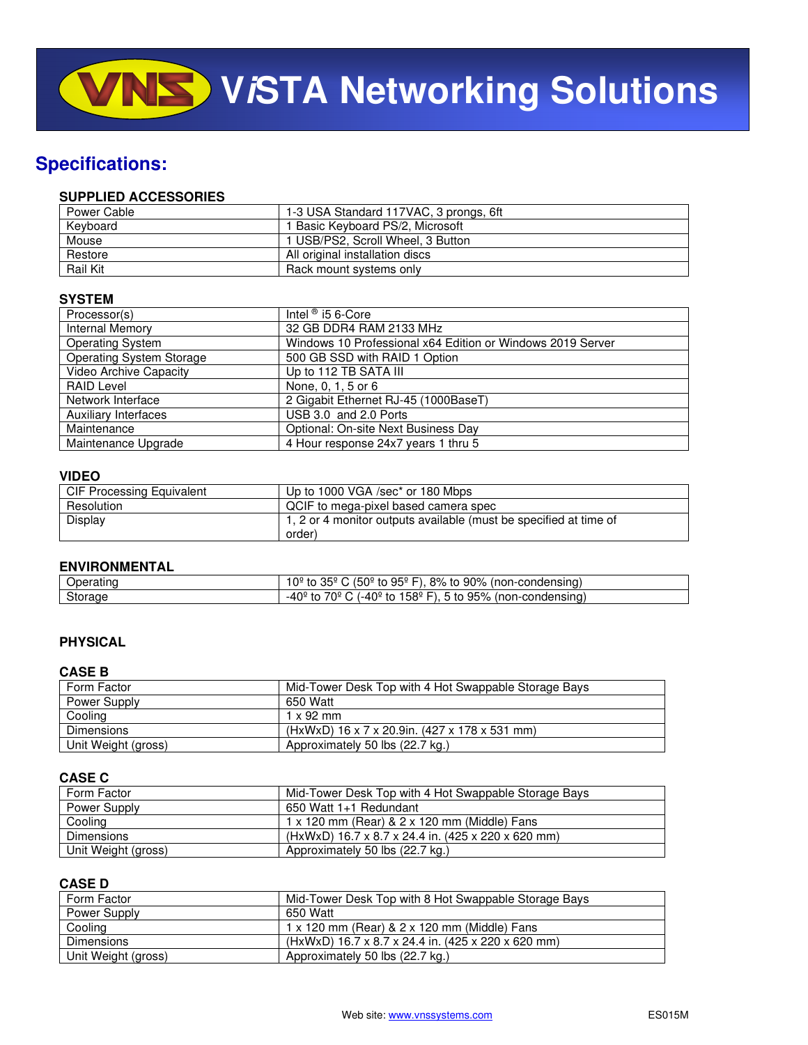# VNS VISTA Networking Solutions

## Specifications:

### SUPPLIED ACCESSORIES

| | |
|---|---|
| Power Cable | 1-3 USA Standard 117VAC, 3 prongs, 6ft |
| Keyboard | 1 Basic Keyboard PS/2, Microsoft |
| Mouse | 1 USB/PS2, Scroll Wheel, 3 Button |
| Restore | All original installation discs |
| Rail Kit | Rack mount systems only |

### SYSTEM

| | |
|---|---|
| Processor(s) | Intel ® i5 6-Core |
| Internal Memory | 32 GB DDR4 RAM 2133 MHz |
| Operating System | Windows 10 Professional x64 Edition or Windows 2019 Server |
| Operating System Storage | 500 GB SSD with RAID 1 Option |
| Video Archive Capacity | Up to 112 TB SATA III |
| RAID Level | None, 0, 1, 5 or 6 |
| Network Interface | 2 Gigabit Ethernet RJ-45 (1000BaseT) |
| Auxiliary Interfaces | USB 3.0 and 2.0 Ports |
| Maintenance | Optional: On-site Next Business Day |
| Maintenance Upgrade | 4 Hour response 24x7 years 1 thru 5 |

### VIDEO

| | |
|---|---|
| CIF Processing Equivalent | Up to 1000 VGA /sec* or 180 Mbps |
| Resolution | QCIF to mega-pixel based camera spec |
| Display | 1, 2 or 4 monitor outputs available (must be specified at time of order) |

### ENVIRONMENTAL

| | |
|---|---|
| Operating | 10º to 35º C (50º to 95º F), 8% to 90% (non-condensing) |
| Storage | -40º to 70º C (-40º to 158º F), 5 to 95% (non-condensing) |

### PHYSICAL

#### CASE B

| | |
|---|---|
| Form Factor | Mid-Tower Desk Top with 4 Hot Swappable Storage Bays |
| Power Supply | 650 Watt |
| Cooling | 1 x 92 mm |
| Dimensions | (HxWxD) 16 x 7 x 20.9in. (427 x 178 x 531 mm) |
| Unit Weight (gross) | Approximately 50 lbs (22.7 kg.) |

#### CASE C

| | |
|---|---|
| Form Factor | Mid-Tower Desk Top with 4 Hot Swappable Storage Bays |
| Power Supply | 650 Watt 1+1 Redundant |
| Cooling | 1 x 120 mm (Rear) & 2 x 120 mm (Middle) Fans |
| Dimensions | (HxWxD) 16.7 x 8.7 x 24.4 in. (425 x 220 x 620 mm) |
| Unit Weight (gross) | Approximately 50 lbs (22.7 kg.) |

#### CASE D

| | |
|---|---|
| Form Factor | Mid-Tower Desk Top with 8 Hot Swappable Storage Bays |
| Power Supply | 650 Watt |
| Cooling | 1 x 120 mm (Rear) & 2 x 120 mm (Middle) Fans |
| Dimensions | (HxWxD) 16.7 x 8.7 x 24.4 in. (425 x 220 x 620 mm) |
| Unit Weight (gross) | Approximately 50 lbs (22.7 kg.) |

Web site: www.vnssystems.com ES015M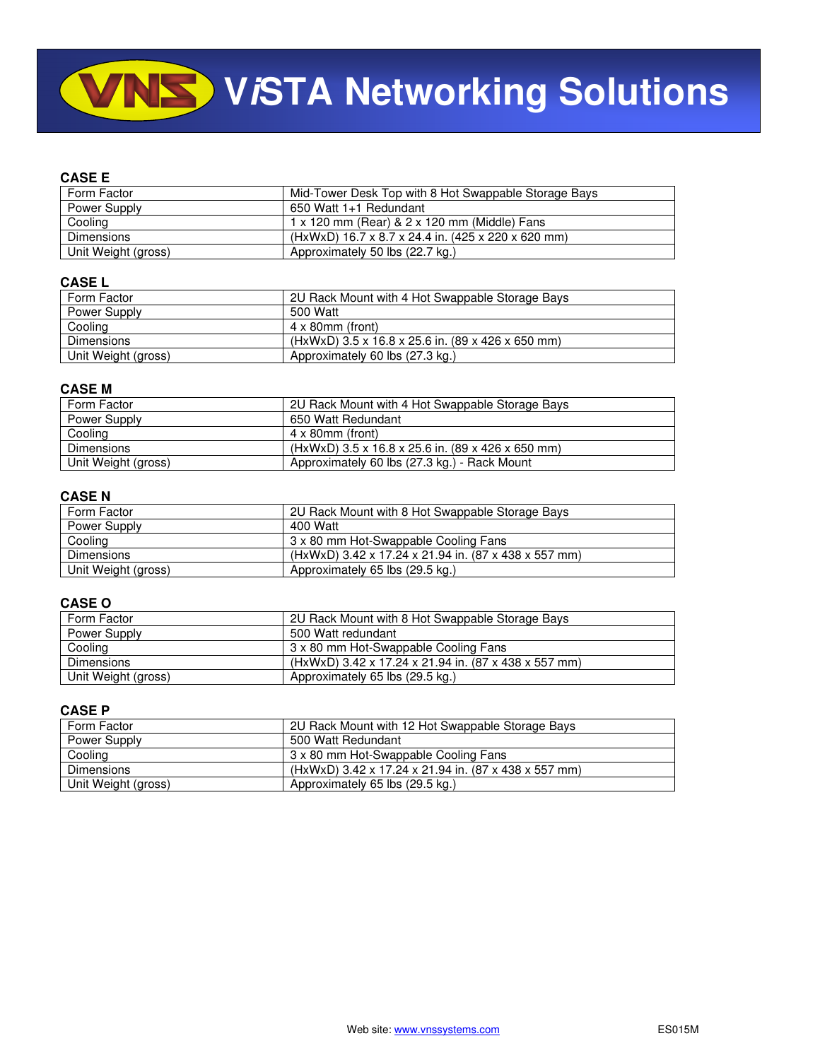# ViSTA Networking Solutions

### CASE E

| | |
|---|---|
| Form Factor | Mid-Tower Desk Top with 8 Hot Swappable Storage Bays |
| Power Supply | 650 Watt 1+1 Redundant |
| Cooling | 1 x 120 mm (Rear) & 2 x 120 mm (Middle) Fans |
| Dimensions | (HxWxD) 16.7 x 8.7 x 24.4 in. (425 x 220 x 620 mm) |
| Unit Weight (gross) | Approximately 50 lbs (22.7 kg.) |

### CASE L

| | |
|---|---|
| Form Factor | 2U Rack Mount with 4 Hot Swappable Storage Bays |
| Power Supply | 500 Watt |
| Cooling | 4 x 80mm (front) |
| Dimensions | (HxWxD) 3.5 x 16.8 x 25.6 in. (89 x 426 x 650 mm) |
| Unit Weight (gross) | Approximately 60 lbs (27.3 kg.) |

### CASE M

| | |
|---|---|
| Form Factor | 2U Rack Mount with 4 Hot Swappable Storage Bays |
| Power Supply | 650 Watt Redundant |
| Cooling | 4 x 80mm (front) |
| Dimensions | (HxWxD) 3.5 x 16.8 x 25.6 in. (89 x 426 x 650 mm) |
| Unit Weight (gross) | Approximately 60 lbs (27.3 kg.) - Rack Mount |

### CASE N

| | |
|---|---|
| Form Factor | 2U Rack Mount with 8 Hot Swappable Storage Bays |
| Power Supply | 400 Watt |
| Cooling | 3 x 80 mm Hot-Swappable Cooling Fans |
| Dimensions | (HxWxD) 3.42 x 17.24 x 21.94 in. (87 x 438 x 557 mm) |
| Unit Weight (gross) | Approximately 65 lbs (29.5 kg.) |

### CASE O

| | |
|---|---|
| Form Factor | 2U Rack Mount with 8 Hot Swappable Storage Bays |
| Power Supply | 500 Watt redundant |
| Cooling | 3 x 80 mm Hot-Swappable Cooling Fans |
| Dimensions | (HxWxD) 3.42 x 17.24 x 21.94 in. (87 x 438 x 557 mm) |
| Unit Weight (gross) | Approximately 65 lbs (29.5 kg.) |

### CASE P

| | |
|---|---|
| Form Factor | 2U Rack Mount with 12 Hot Swappable Storage Bays |
| Power Supply | 500 Watt Redundant |
| Cooling | 3 x 80 mm Hot-Swappable Cooling Fans |
| Dimensions | (HxWxD) 3.42 x 17.24 x 21.94 in. (87 x 438 x 557 mm) |
| Unit Weight (gross) | Approximately 65 lbs (29.5 kg.) |

Web site: www.vnssystems.com ES015M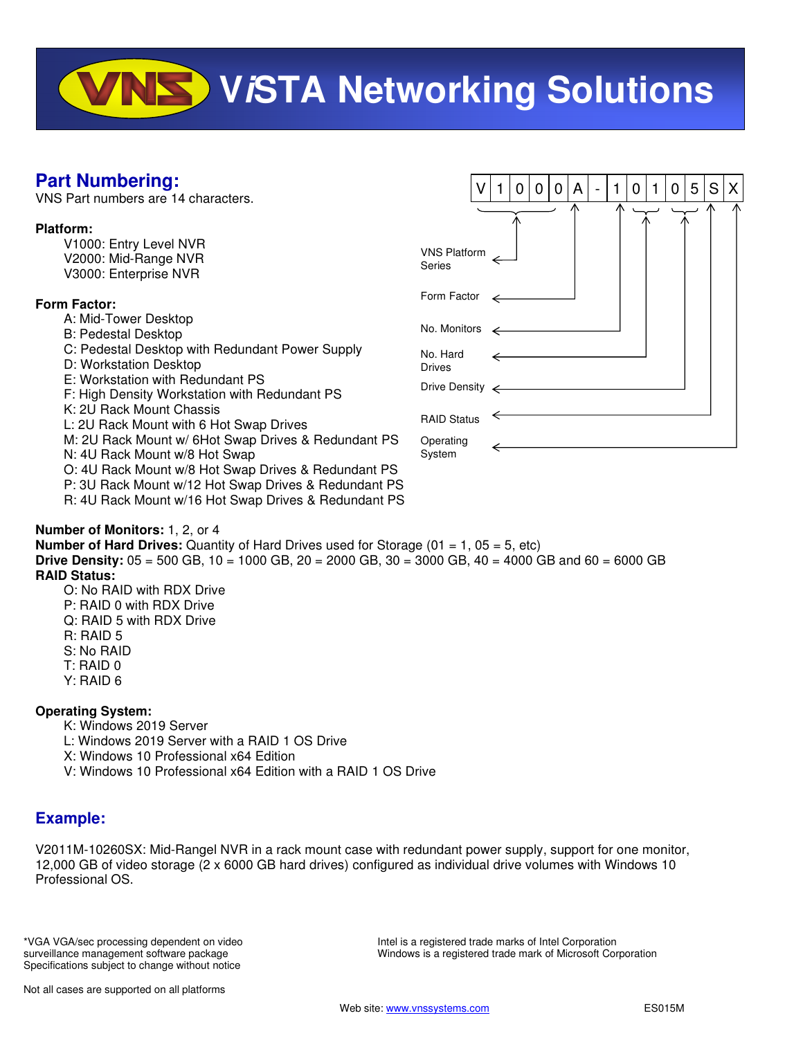# VISTA Networking Solutions

## Part Numbering:

VNS Part numbers are 14 characters.

| V | 1 | 0 | 0 | 0 | A | - | 1 | 0 | 1 | 0 | 5 | S | X |
|---|---|---|---|---|---|---|---|---|---|---|---|---|---|

- V1000: VNS Platform Series
- A: Form Factor
- 1: No. Monitors
- 01: No. Hard Drives
- 05: Drive Density
- S: RAID Status
- X: Operating System

**Platform:**

- V1000: Entry Level NVR
- V2000: Mid-Range NVR
- V3000: Enterprise NVR

**Form Factor:**

- A: Mid-Tower Desktop
- B: Pedestal Desktop
- C: Pedestal Desktop with Redundant Power Supply
- D: Workstation Desktop
- E: Workstation with Redundant PS
- F: High Density Workstation with Redundant PS
- K: 2U Rack Mount Chassis
- L: 2U Rack Mount with 6 Hot Swap Drives
- M: 2U Rack Mount w/ 6Hot Swap Drives & Redundant PS
- N: 4U Rack Mount w/8 Hot Swap
- O: 4U Rack Mount w/8 Hot Swap Drives & Redundant PS
- P: 3U Rack Mount w/12 Hot Swap Drives & Redundant PS
- R: 4U Rack Mount w/16 Hot Swap Drives & Redundant PS

**Number of Monitors:** 1, 2, or 4
**Number of Hard Drives:** Quantity of Hard Drives used for Storage (01 = 1, 05 = 5, etc)
**Drive Density:** 05 = 500 GB, 10 = 1000 GB, 20 = 2000 GB, 30 = 3000 GB, 40 = 4000 GB and 60 = 6000 GB
**RAID Status:**

- O: No RAID with RDX Drive
- P: RAID 0 with RDX Drive
- Q: RAID 5 with RDX Drive
- R: RAID 5
- S: No RAID
- T: RAID 0
- Y: RAID 6

**Operating System:**

- K: Windows 2019 Server
- L: Windows 2019 Server with a RAID 1 OS Drive
- X: Windows 10 Professional x64 Edition
- V: Windows 10 Professional x64 Edition with a RAID 1 OS Drive

## Example:

V2011M-10260SX: Mid-Rangel NVR in a rack mount case with redundant power supply, support for one monitor, 12,000 GB of video storage (2 x 6000 GB hard drives) configured as individual drive volumes with Windows 10 Professional OS.

*VGA VGA/sec processing dependent on video surveillance management software package
Specifications subject to change without notice

Not all cases are supported on all platforms

Intel is a registered trade marks of Intel Corporation
Windows is a registered trade mark of Microsoft Corporation

Web site: www.vnssystems.com

ES015M